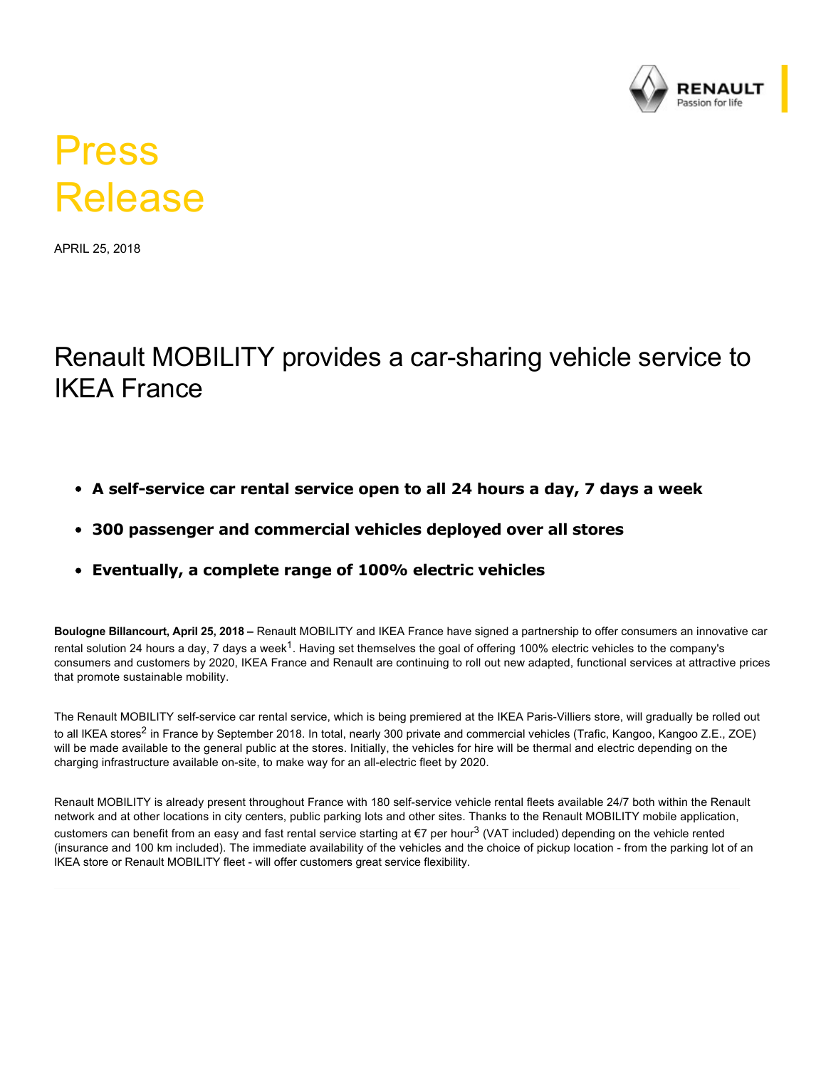# Press Release

APRIL 25, 2018

## Renault MOBILITY provides a car-sharing vehicle service to IKEA France

- **A self-service car rental service open to all 24 hours a day, 7 days a week**
- **300 passenger and commercial vehicles deployed over all stores**
- **Eventually, a complete range of 100% electric vehicles**

**Boulogne Billancourt, April 25, 2018 –** Renault MOBILITY and IKEA France have signed a partnership to offer consumers an innovative car rental solution 24 hours a day, 7 days a week[1]. Having set themselves the goal of offering 100% electric vehicles to the company's consumers and customers by 2020, IKEA France and Renault are continuing to roll out new adapted, functional services at attractive prices that promote sustainable mobility.

The Renault MOBILITY self-service car rental service, which is being premiered at the IKEA Paris-Villiers store, will gradually be rolled out to all IKEA stores[2] in France by September 2018. In total, nearly 300 private and commercial vehicles (Trafic, Kangoo, Kangoo Z.E., ZOE) will be made available to the general public at the stores. Initially, the vehicles for hire will be thermal and electric depending on the charging infrastructure available on-site, to make way for an all-electric fleet by 2020.

Renault MOBILITY is already present throughout France with 180 self-service vehicle rental fleets available 24/7 both within the Renault network and at other locations in city centers, public parking lots and other sites. Thanks to the Renault MOBILITY mobile application, customers can benefit from an easy and fast rental service starting at €7 per hour[3] (VAT included) depending on the vehicle rented (insurance and 100 km included). The immediate availability of the vehicles and the choice of pickup location - from the parking lot of an IKEA store or Renault MOBILITY fleet - will offer customers great service flexibility.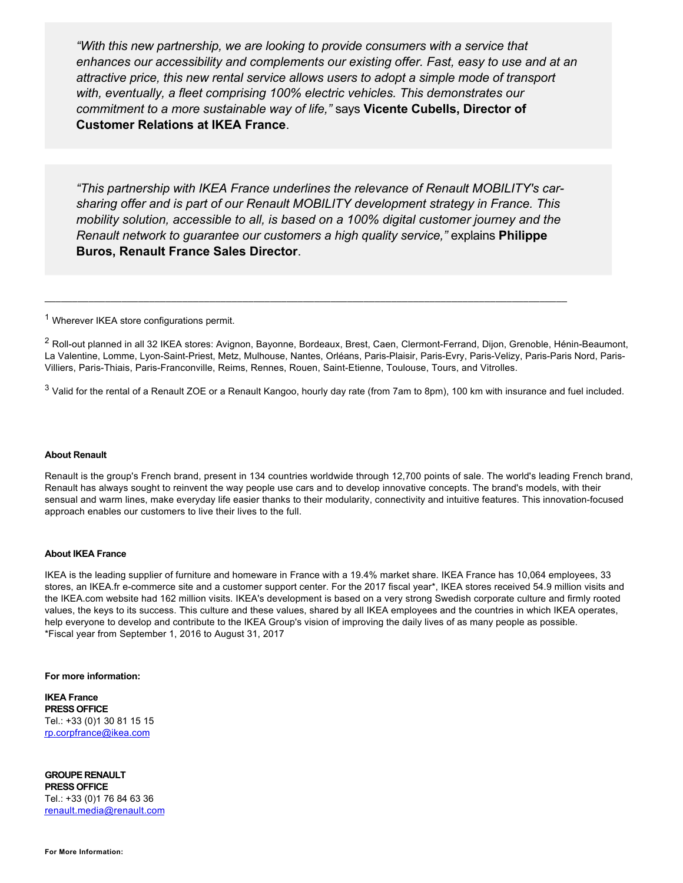> *"With this new partnership, we are looking to provide consumers with a service that enhances our accessibility and complements our existing offer. Fast, easy to use and at an attractive price, this new rental service allows users to adopt a simple mode of transport with, eventually, a fleet comprising 100% electric vehicles. This demonstrates our commitment to a more sustainable way of life,"* says **Vicente Cubells, Director of Customer Relations at IKEA France**.

> *"This partnership with IKEA France underlines the relevance of Renault MOBILITY's car-sharing offer and is part of our Renault MOBILITY development strategy in France. This mobility solution, accessible to all, is based on a 100% digital customer journey and the Renault network to guarantee our customers a high quality service,"* explains **Philippe Buros, Renault France Sales Director**.

---

[1] Wherever IKEA store configurations permit.

[2] Roll-out planned in all 32 IKEA stores: Avignon, Bayonne, Bordeaux, Brest, Caen, Clermont-Ferrand, Dijon, Grenoble, Hénin-Beaumont, La Valentine, Lomme, Lyon-Saint-Priest, Metz, Mulhouse, Nantes, Orléans, Paris-Plaisir, Paris-Evry, Paris-Velizy, Paris-Paris Nord, Paris-Villiers, Paris-Thiais, Paris-Franconville, Reims, Rennes, Rouen, Saint-Etienne, Toulouse, Tours, and Vitrolles.

[3] Valid for the rental of a Renault ZOE or a Renault Kangoo, hourly day rate (from 7am to 8pm), 100 km with insurance and fuel included.

**About Renault**

Renault is the group's French brand, present in 134 countries worldwide through 12,700 points of sale. The world's leading French brand, Renault has always sought to reinvent the way people use cars and to develop innovative concepts. The brand's models, with their sensual and warm lines, make everyday life easier thanks to their modularity, connectivity and intuitive features. This innovation-focused approach enables our customers to live their lives to the full.

**About IKEA France**

IKEA is the leading supplier of furniture and homeware in France with a 19.4% market share. IKEA France has 10,064 employees, 33 stores, an IKEA.fr e-commerce site and a customer support center. For the 2017 fiscal year*, IKEA stores received 54.9 million visits and the IKEA.com website had 162 million visits. IKEA's development is based on a very strong Swedish corporate culture and firmly rooted values, the keys to its success. This culture and these values, shared by all IKEA employees and the countries in which IKEA operates, help everyone to develop and contribute to the IKEA Group's vision of improving the daily lives of as many people as possible.
*Fiscal year from September 1, 2016 to August 31, 2017

**For more information:**

**IKEA France**
**PRESS OFFICE**
Tel.: +33 (0)1 30 81 15 15
rp.corpfrance@ikea.com

**GROUPE RENAULT**
**PRESS OFFICE**
Tel.: +33 (0)1 76 84 63 36
renault.media@renault.com

**For More Information:**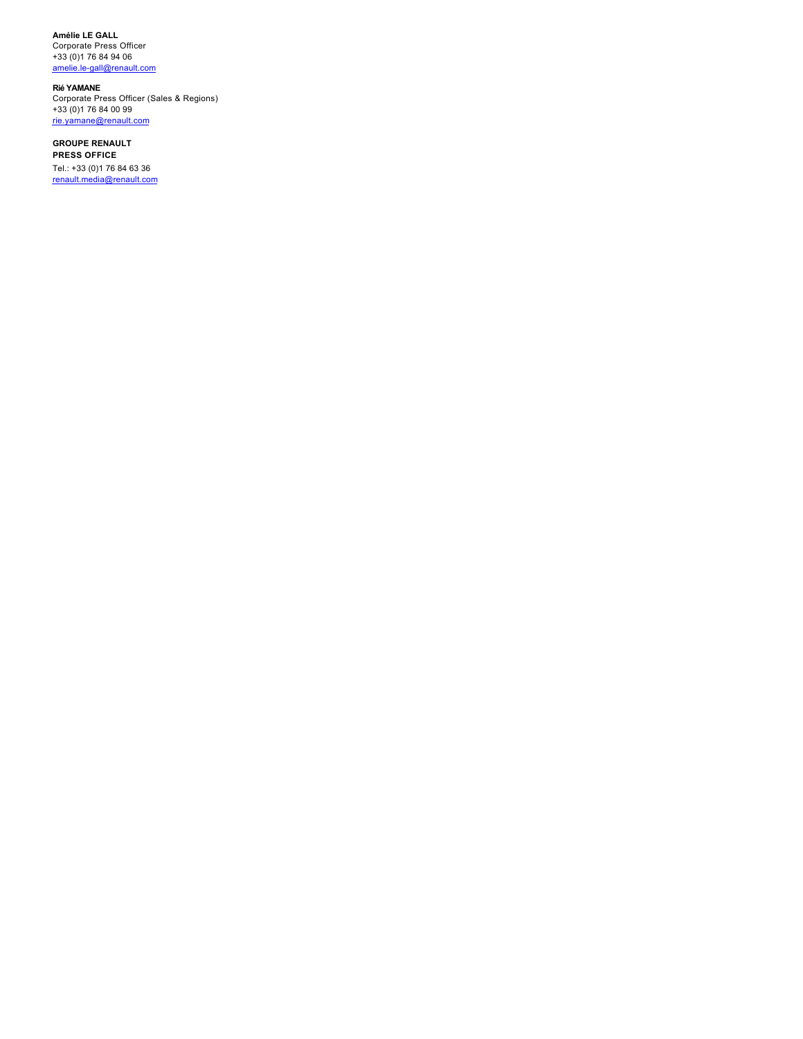**Amélie LE GALL**
Corporate Press Officer
+33 (0)1 76 84 94 06
amelie.le-gall@renault.com

**Rié YAMANE**
Corporate Press Officer (Sales & Regions)
+33 (0)1 76 84 00 99
rie.yamane@renault.com

**GROUPE RENAULT**
**PRESS OFFICE**
Tel.: +33 (0)1 76 84 63 36
renault.media@renault.com